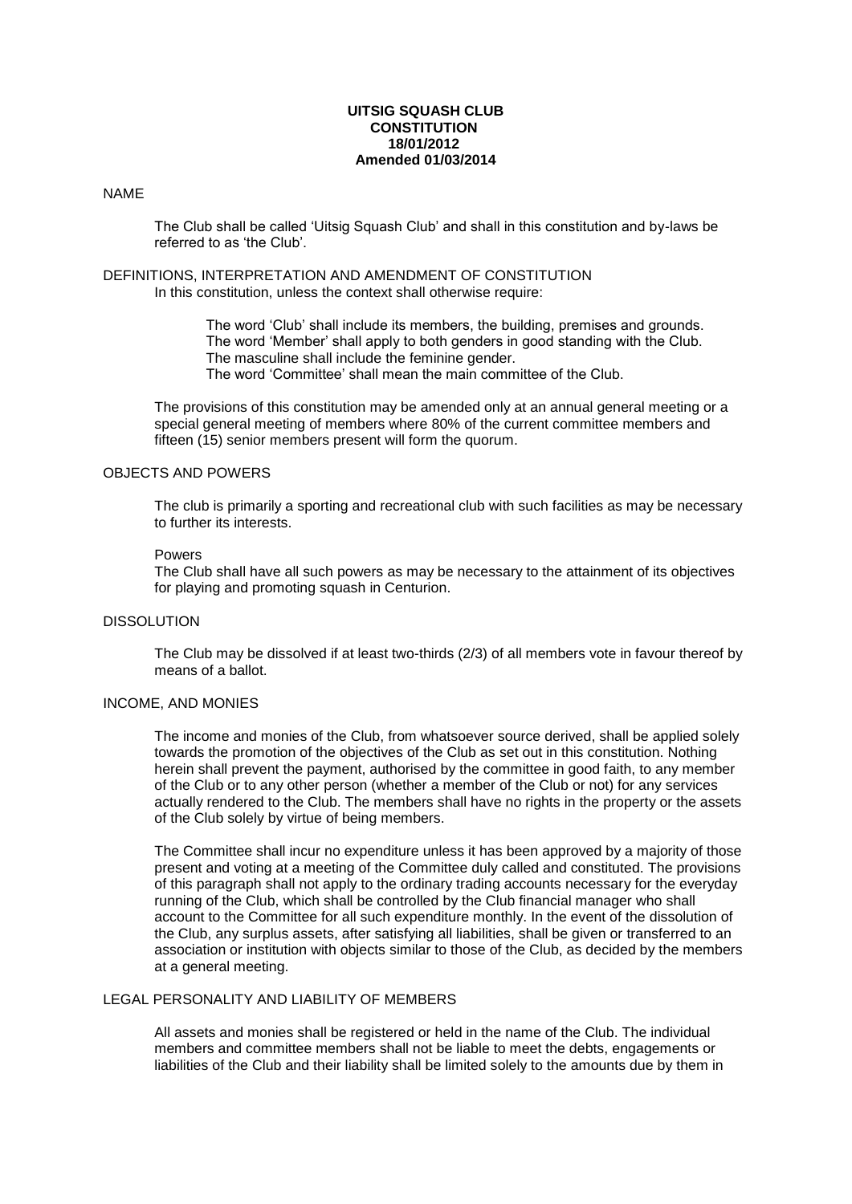# UITSIG SQUASH CLUB CONSTITUTION

**18/01/2012**

**Amended 01/03/2014**

## NAME

The Club shall be called 'Uitsig Squash Club' and shall in this constitution and by-laws be referred to as 'the Club'.

## DEFINITIONS, INTERPRETATION AND AMENDMENT OF CONSTITUTION

In this constitution, unless the context shall otherwise require:

The word 'Club' shall include its members, the building, premises and grounds.
The word 'Member' shall apply to both genders in good standing with the Club.
The masculine shall include the feminine gender.
The word 'Committee' shall mean the main committee of the Club.

The provisions of this constitution may be amended only at an annual general meeting or a special general meeting of members where 80% of the current committee members and fifteen (15) senior members present will form the quorum.

## OBJECTS AND POWERS

The club is primarily a sporting and recreational club with such facilities as may be necessary to further its interests.

Powers

The Club shall have all such powers as may be necessary to the attainment of its objectives for playing and promoting squash in Centurion.

## DISSOLUTION

The Club may be dissolved if at least two-thirds (2/3) of all members vote in favour thereof by means of a ballot.

## INCOME, AND MONIES

The income and monies of the Club, from whatsoever source derived, shall be applied solely towards the promotion of the objectives of the Club as set out in this constitution. Nothing herein shall prevent the payment, authorised by the committee in good faith, to any member of the Club or to any other person (whether a member of the Club or not) for any services actually rendered to the Club. The members shall have no rights in the property or the assets of the Club solely by virtue of being members.

The Committee shall incur no expenditure unless it has been approved by a majority of those present and voting at a meeting of the Committee duly called and constituted. The provisions of this paragraph shall not apply to the ordinary trading accounts necessary for the everyday running of the Club, which shall be controlled by the Club financial manager who shall account to the Committee for all such expenditure monthly. In the event of the dissolution of the Club, any surplus assets, after satisfying all liabilities, shall be given or transferred to an association or institution with objects similar to those of the Club, as decided by the members at a general meeting.

## LEGAL PERSONALITY AND LIABILITY OF MEMBERS

All assets and monies shall be registered or held in the name of the Club. The individual members and committee members shall not be liable to meet the debts, engagements or liabilities of the Club and their liability shall be limited solely to the amounts due by them in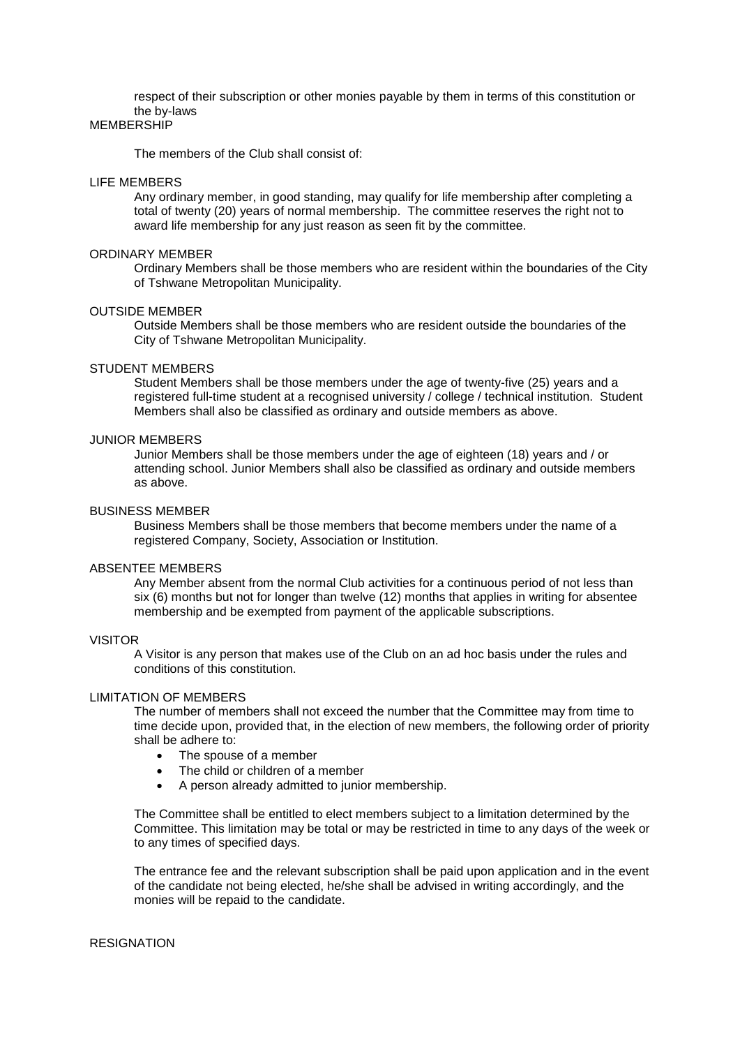respect of their subscription or other monies payable by them in terms of this constitution or the by-laws

## MEMBERSHIP

The members of the Club shall consist of:

### LIFE MEMBERS

Any ordinary member, in good standing, may qualify for life membership after completing a total of twenty (20) years of normal membership. The committee reserves the right not to award life membership for any just reason as seen fit by the committee.

### ORDINARY MEMBER

Ordinary Members shall be those members who are resident within the boundaries of the City of Tshwane Metropolitan Municipality.

### OUTSIDE MEMBER

Outside Members shall be those members who are resident outside the boundaries of the City of Tshwane Metropolitan Municipality.

### STUDENT MEMBERS

Student Members shall be those members under the age of twenty-five (25) years and a registered full-time student at a recognised university / college / technical institution. Student Members shall also be classified as ordinary and outside members as above.

### JUNIOR MEMBERS

Junior Members shall be those members under the age of eighteen (18) years and / or attending school. Junior Members shall also be classified as ordinary and outside members as above.

### BUSINESS MEMBER

Business Members shall be those members that become members under the name of a registered Company, Society, Association or Institution.

### ABSENTEE MEMBERS

Any Member absent from the normal Club activities for a continuous period of not less than six (6) months but not for longer than twelve (12) months that applies in writing for absentee membership and be exempted from payment of the applicable subscriptions.

### VISITOR

A Visitor is any person that makes use of the Club on an ad hoc basis under the rules and conditions of this constitution.

### LIMITATION OF MEMBERS

The number of members shall not exceed the number that the Committee may from time to time decide upon, provided that, in the election of new members, the following order of priority shall be adhere to:

- The spouse of a member
- The child or children of a member
- A person already admitted to junior membership.

The Committee shall be entitled to elect members subject to a limitation determined by the Committee. This limitation may be total or may be restricted in time to any days of the week or to any times of specified days.

The entrance fee and the relevant subscription shall be paid upon application and in the event of the candidate not being elected, he/she shall be advised in writing accordingly, and the monies will be repaid to the candidate.

## RESIGNATION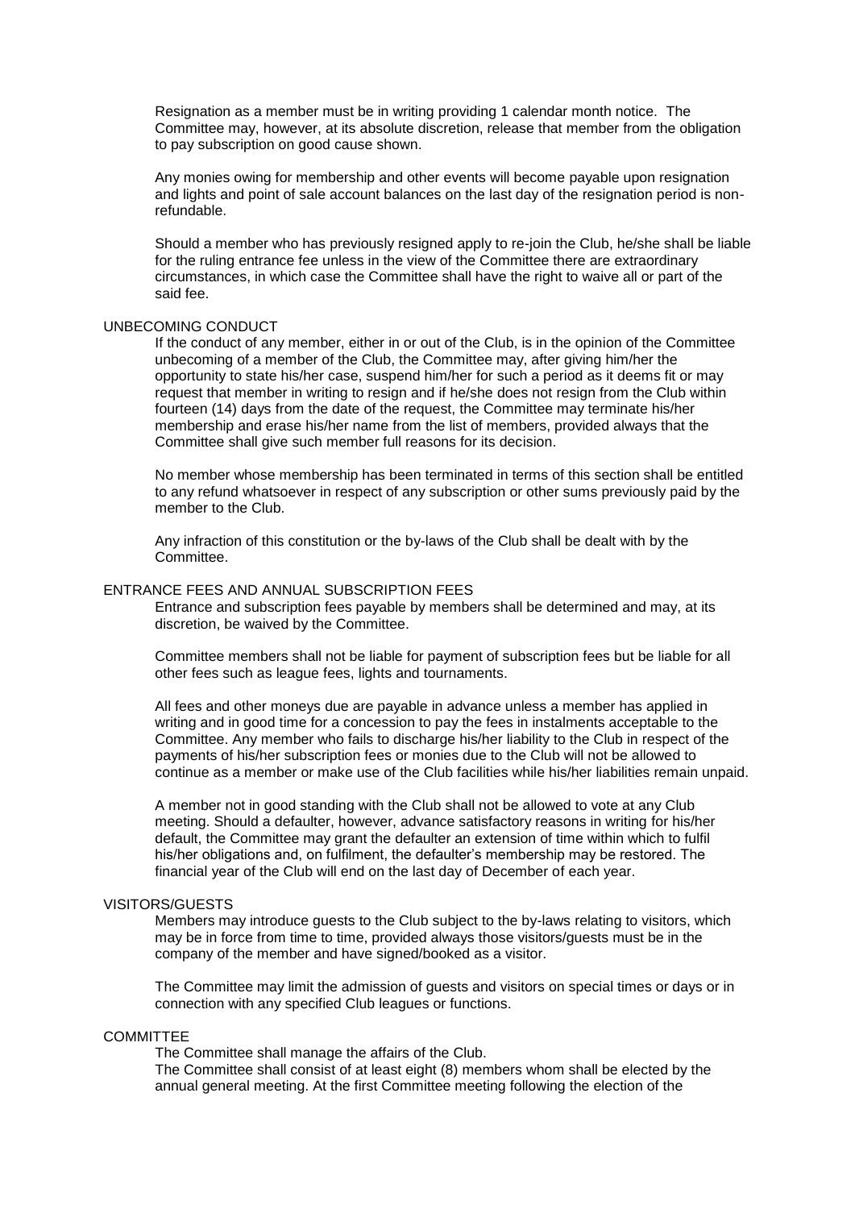Resignation as a member must be in writing providing 1 calendar month notice. The Committee may, however, at its absolute discretion, release that member from the obligation to pay subscription on good cause shown.

Any monies owing for membership and other events will become payable upon resignation and lights and point of sale account balances on the last day of the resignation period is non-refundable.

Should a member who has previously resigned apply to re-join the Club, he/she shall be liable for the ruling entrance fee unless in the view of the Committee there are extraordinary circumstances, in which case the Committee shall have the right to waive all or part of the said fee.

## UNBECOMING CONDUCT

If the conduct of any member, either in or out of the Club, is in the opinion of the Committee unbecoming of a member of the Club, the Committee may, after giving him/her the opportunity to state his/her case, suspend him/her for such a period as it deems fit or may request that member in writing to resign and if he/she does not resign from the Club within fourteen (14) days from the date of the request, the Committee may terminate his/her membership and erase his/her name from the list of members, provided always that the Committee shall give such member full reasons for its decision.

No member whose membership has been terminated in terms of this section shall be entitled to any refund whatsoever in respect of any subscription or other sums previously paid by the member to the Club.

Any infraction of this constitution or the by-laws of the Club shall be dealt with by the Committee.

## ENTRANCE FEES AND ANNUAL SUBSCRIPTION FEES

Entrance and subscription fees payable by members shall be determined and may, at its discretion, be waived by the Committee.

Committee members shall not be liable for payment of subscription fees but be liable for all other fees such as league fees, lights and tournaments.

All fees and other moneys due are payable in advance unless a member has applied in writing and in good time for a concession to pay the fees in instalments acceptable to the Committee. Any member who fails to discharge his/her liability to the Club in respect of the payments of his/her subscription fees or monies due to the Club will not be allowed to continue as a member or make use of the Club facilities while his/her liabilities remain unpaid.

A member not in good standing with the Club shall not be allowed to vote at any Club meeting. Should a defaulter, however, advance satisfactory reasons in writing for his/her default, the Committee may grant the defaulter an extension of time within which to fulfil his/her obligations and, on fulfilment, the defaulter's membership may be restored. The financial year of the Club will end on the last day of December of each year.

## VISITORS/GUESTS

Members may introduce guests to the Club subject to the by-laws relating to visitors, which may be in force from time to time, provided always those visitors/guests must be in the company of the member and have signed/booked as a visitor.

The Committee may limit the admission of guests and visitors on special times or days or in connection with any specified Club leagues or functions.

## COMMITTEE

The Committee shall manage the affairs of the Club.
The Committee shall consist of at least eight (8) members whom shall be elected by the annual general meeting. At the first Committee meeting following the election of the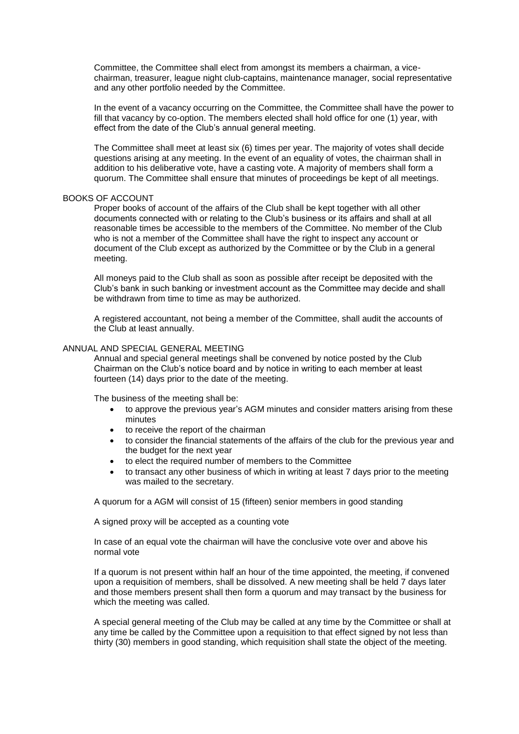Committee, the Committee shall elect from amongst its members a chairman, a vice-chairman, treasurer, league night club-captains, maintenance manager, social representative and any other portfolio needed by the Committee.

In the event of a vacancy occurring on the Committee, the Committee shall have the power to fill that vacancy by co-option. The members elected shall hold office for one (1) year, with effect from the date of the Club's annual general meeting.

The Committee shall meet at least six (6) times per year. The majority of votes shall decide questions arising at any meeting. In the event of an equality of votes, the chairman shall in addition to his deliberative vote, have a casting vote. A majority of members shall form a quorum. The Committee shall ensure that minutes of proceedings be kept of all meetings.

## BOOKS OF ACCOUNT

Proper books of account of the affairs of the Club shall be kept together with all other documents connected with or relating to the Club's business or its affairs and shall at all reasonable times be accessible to the members of the Committee. No member of the Club who is not a member of the Committee shall have the right to inspect any account or document of the Club except as authorized by the Committee or by the Club in a general meeting.

All moneys paid to the Club shall as soon as possible after receipt be deposited with the Club's bank in such banking or investment account as the Committee may decide and shall be withdrawn from time to time as may be authorized.

A registered accountant, not being a member of the Committee, shall audit the accounts of the Club at least annually.

## ANNUAL AND SPECIAL GENERAL MEETING

Annual and special general meetings shall be convened by notice posted by the Club Chairman on the Club's notice board and by notice in writing to each member at least fourteen (14) days prior to the date of the meeting.

The business of the meeting shall be:

- to approve the previous year's AGM minutes and consider matters arising from these minutes
- to receive the report of the chairman
- to consider the financial statements of the affairs of the club for the previous year and the budget for the next year
- to elect the required number of members to the Committee
- to transact any other business of which in writing at least 7 days prior to the meeting was mailed to the secretary.

A quorum for a AGM will consist of 15 (fifteen) senior members in good standing

A signed proxy will be accepted as a counting vote

In case of an equal vote the chairman will have the conclusive vote over and above his normal vote

If a quorum is not present within half an hour of the time appointed, the meeting, if convened upon a requisition of members, shall be dissolved. A new meeting shall be held 7 days later and those members present shall then form a quorum and may transact by the business for which the meeting was called.

A special general meeting of the Club may be called at any time by the Committee or shall at any time be called by the Committee upon a requisition to that effect signed by not less than thirty (30) members in good standing, which requisition shall state the object of the meeting.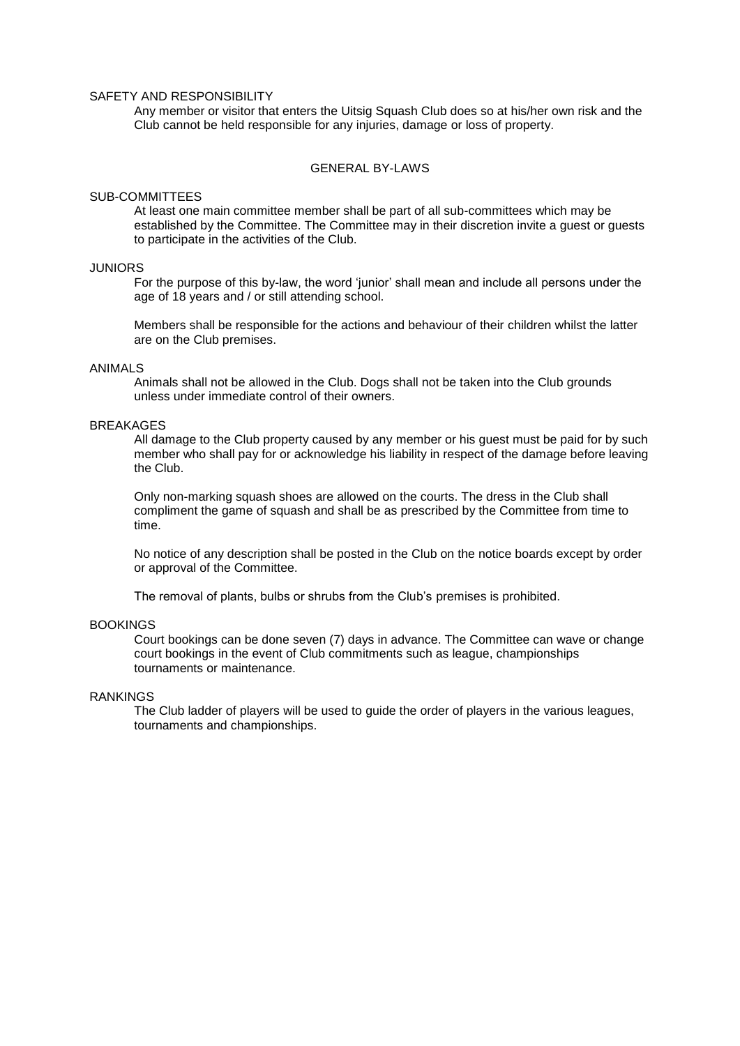## SAFETY AND RESPONSIBILITY

Any member or visitor that enters the Uitsig Squash Club does so at his/her own risk and the Club cannot be held responsible for any injuries, damage or loss of property.

# GENERAL BY-LAWS

## SUB-COMMITTEES

At least one main committee member shall be part of all sub-committees which may be established by the Committee. The Committee may in their discretion invite a guest or guests to participate in the activities of the Club.

## JUNIORS

For the purpose of this by-law, the word 'junior' shall mean and include all persons under the age of 18 years and / or still attending school.

Members shall be responsible for the actions and behaviour of their children whilst the latter are on the Club premises.

## ANIMALS

Animals shall not be allowed in the Club. Dogs shall not be taken into the Club grounds unless under immediate control of their owners.

## BREAKAGES

All damage to the Club property caused by any member or his guest must be paid for by such member who shall pay for or acknowledge his liability in respect of the damage before leaving the Club.

Only non-marking squash shoes are allowed on the courts. The dress in the Club shall compliment the game of squash and shall be as prescribed by the Committee from time to time.

No notice of any description shall be posted in the Club on the notice boards except by order or approval of the Committee.

The removal of plants, bulbs or shrubs from the Club's premises is prohibited.

## BOOKINGS

Court bookings can be done seven (7) days in advance. The Committee can wave or change court bookings in the event of Club commitments such as league, championships tournaments or maintenance.

## RANKINGS

The Club ladder of players will be used to guide the order of players in the various leagues, tournaments and championships.